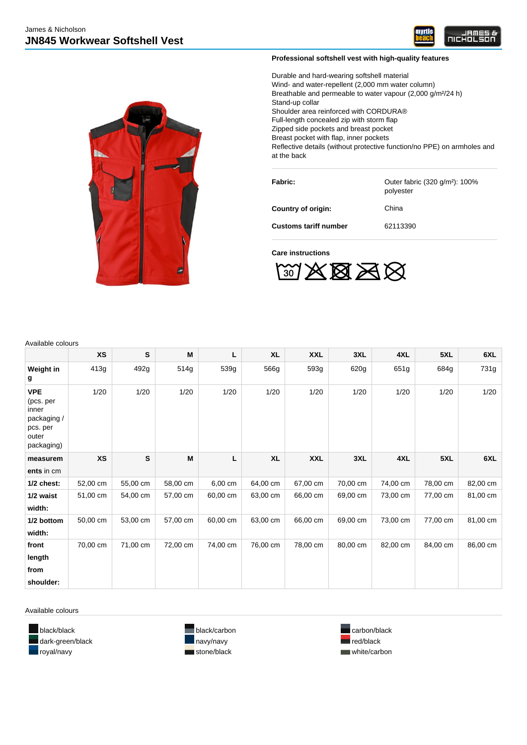James & Nicholson

# JN845 Workwear Softshell Vest

**Professional softshell vest with high-quality features**

Durable and hard-wearing softshell material
Wind- and water-repellent (2,000 mm water column)
Breathable and permeable to water vapour (2,000 g/m²/24 h)
Stand-up collar
Shoulder area reinforced with CORDURA®
Full-length concealed zip with storm flap
Zipped side pockets and breast pocket
Breast pocket with flap, inner pockets
Reflective details (without protective function/no PPE) on armholes and at the back

| | |
|---|---|
| **Fabric:** | Outer fabric (320 g/m²): 100% polyester |
| **Country of origin:** | China |
| **Customs tariff number** | 62113390 |

**Care instructions**

Available colours

| | XS | S | M | L | XL | XXL | 3XL | 4XL | 5XL | 6XL |
|---|---|---|---|---|---|---|---|---|---|---|
| **Weight in g** | 413g | 492g | 514g | 539g | 566g | 593g | 620g | 651g | 684g | 731g |
| **VPE** (pcs. per inner packaging / pcs. per outer packaging) | 1/20 | 1/20 | 1/20 | 1/20 | 1/20 | 1/20 | 1/20 | 1/20 | 1/20 | 1/20 |
| **measurements** in cm | **XS** | **S** | **M** | **L** | **XL** | **XXL** | **3XL** | **4XL** | **5XL** | **6XL** |
| **1/2 chest:** | 52,00 cm | 55,00 cm | 58,00 cm | 6,00 cm | 64,00 cm | 67,00 cm | 70,00 cm | 74,00 cm | 78,00 cm | 82,00 cm |
| **1/2 waist width:** | 51,00 cm | 54,00 cm | 57,00 cm | 60,00 cm | 63,00 cm | 66,00 cm | 69,00 cm | 73,00 cm | 77,00 cm | 81,00 cm |
| **1/2 bottom width:** | 50,00 cm | 53,00 cm | 57,00 cm | 60,00 cm | 63,00 cm | 66,00 cm | 69,00 cm | 73,00 cm | 77,00 cm | 81,00 cm |
| **front length from shoulder:** | 70,00 cm | 71,00 cm | 72,00 cm | 74,00 cm | 76,00 cm | 78,00 cm | 80,00 cm | 82,00 cm | 84,00 cm | 86,00 cm |

Available colours

- black/black
- black/carbon
- carbon/black
- dark-green/black
- navy/navy
- red/black
- royal/navy
- stone/black
- white/carbon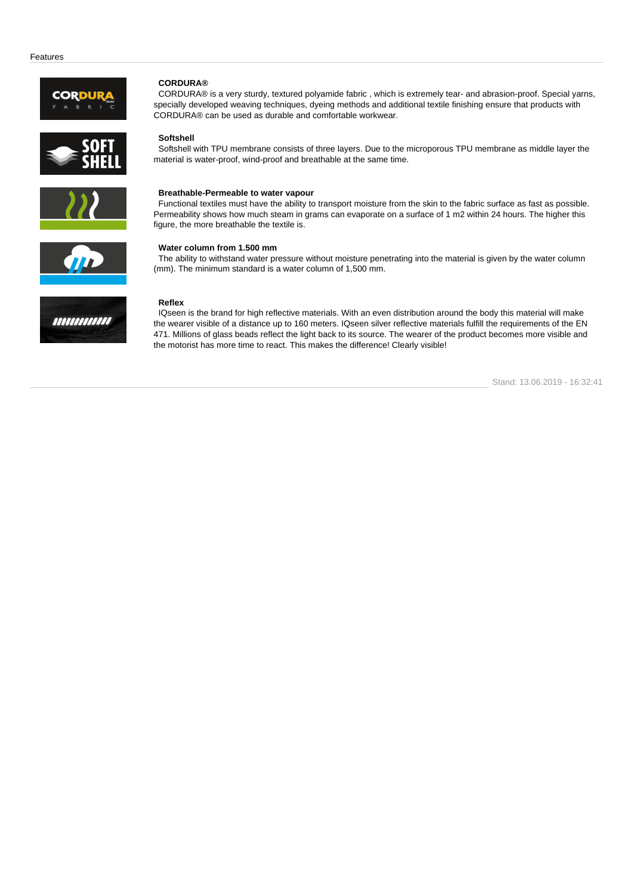Features

**CORDURA®**

CORDURA® is a very sturdy, textured polyamide fabric , which is extremely tear- and abrasion-proof. Special yarns, specially developed weaving techniques, dyeing methods and additional textile finishing ensure that products with CORDURA® can be used as durable and comfortable workwear.

**Softshell**

Softshell with TPU membrane consists of three layers. Due to the microporous TPU membrane as middle layer the material is water-proof, wind-proof and breathable at the same time.

**Breathable-Permeable to water vapour**

Functional textiles must have the ability to transport moisture from the skin to the fabric surface as fast as possible. Permeability shows how much steam in grams can evaporate on a surface of 1 m2 within 24 hours. The higher this figure, the more breathable the textile is.

**Water column from 1.500 mm**

The ability to withstand water pressure without moisture penetrating into the material is given by the water column (mm). The minimum standard is a water column of 1,500 mm.

**Reflex**

IQseen is the brand for high reflective materials. With an even distribution around the body this material will make the wearer visible of a distance up to 160 meters. IQseen silver reflective materials fulfill the requirements of the EN 471. Millions of glass beads reflect the light back to its source. The wearer of the product becomes more visible and the motorist has more time to react. This makes the difference! Clearly visible!

Stand: 13.06.2019 - 16:32:41